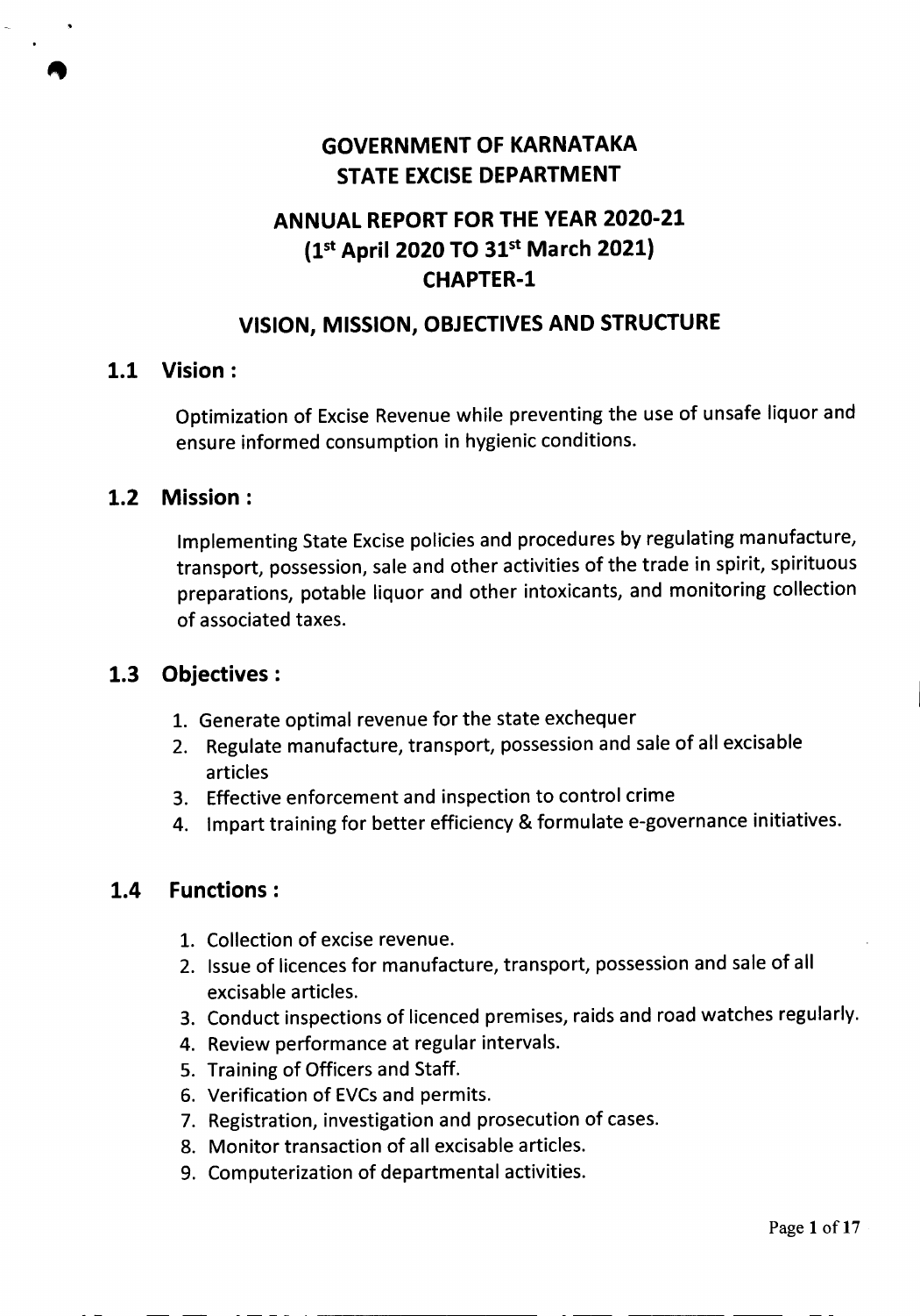# GOVERNMENT OF KARNATAKA
# STATE EXCISE DEPARTMENT

## ANNUAL REPORT FOR THE YEAR 2020-21
## (1st April 2020 TO 31st March 2021)
## CHAPTER-1

## VISION, MISSION, OBJECTIVES AND STRUCTURE

### 1.1 Vision :

Optimization of Excise Revenue while preventing the use of unsafe liquor and ensure informed consumption in hygienic conditions.

### 1.2 Mission :

Implementing State Excise policies and procedures by regulating manufacture, transport, possession, sale and other activities of the trade in spirit, spirituous preparations, potable liquor and other intoxicants, and monitoring collection of associated taxes.

### 1.3 Objectives :

1. Generate optimal revenue for the state exchequer
2. Regulate manufacture, transport, possession and sale of all excisable articles
3. Effective enforcement and inspection to control crime
4. Impart training for better efficiency & formulate e-governance initiatives.

### 1.4 Functions :

1. Collection of excise revenue.
2. Issue of licences for manufacture, transport, possession and sale of all excisable articles.
3. Conduct inspections of licenced premises, raids and road watches regularly.
4. Review performance at regular intervals.
5. Training of Officers and Staff.
6. Verification of EVCs and permits.
7. Registration, investigation and prosecution of cases.
8. Monitor transaction of all excisable articles.
9. Computerization of departmental activities.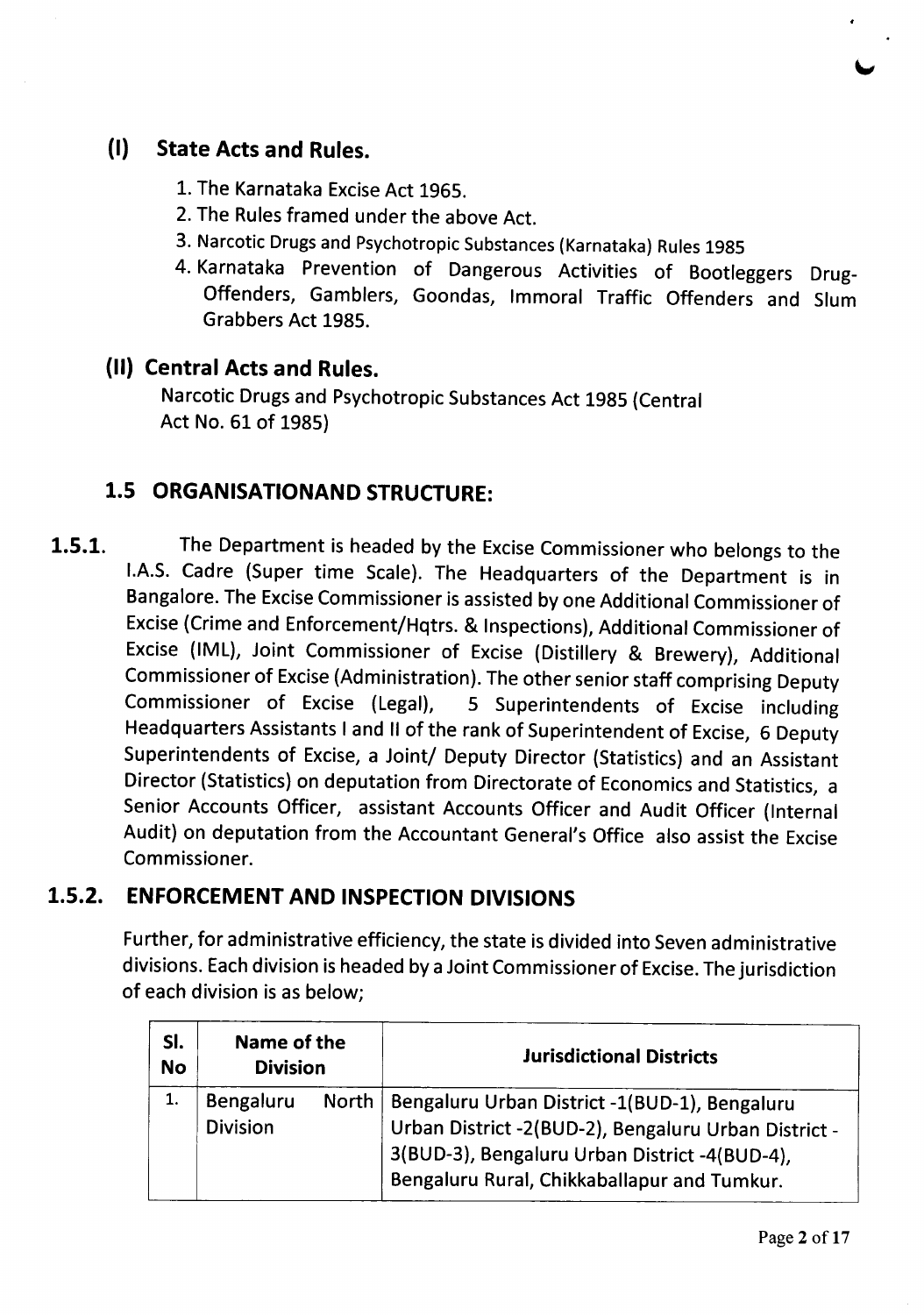## (I) State Acts and Rules.

1. The Karnataka Excise Act 1965.
2. The Rules framed under the above Act.
3. Narcotic Drugs and Psychotropic Substances (Karnataka) Rules 1985
4. Karnataka Prevention of Dangerous Activities of Bootleggers Drug-Offenders, Gamblers, Goondas, Immoral Traffic Offenders and Slum Grabbers Act 1985.

## (II) Central Acts and Rules.

Narcotic Drugs and Psychotropic Substances Act 1985 (Central Act No. 61 of 1985)

## 1.5 ORGANISATIONAND STRUCTURE:

**1.5.1.** The Department is headed by the Excise Commissioner who belongs to the I.A.S. Cadre (Super time Scale). The Headquarters of the Department is in Bangalore. The Excise Commissioner is assisted by one Additional Commissioner of Excise (Crime and Enforcement/Hqtrs. & Inspections), Additional Commissioner of Excise (IML), Joint Commissioner of Excise (Distillery & Brewery), Additional Commissioner of Excise (Administration). The other senior staff comprising Deputy Commissioner of Excise (Legal), 5 Superintendents of Excise including Headquarters Assistants I and II of the rank of Superintendent of Excise, 6 Deputy Superintendents of Excise, a Joint/ Deputy Director (Statistics) and an Assistant Director (Statistics) on deputation from Directorate of Economics and Statistics, a Senior Accounts Officer, assistant Accounts Officer and Audit Officer (Internal Audit) on deputation from the Accountant General's Office also assist the Excise Commissioner.

### 1.5.2. ENFORCEMENT AND INSPECTION DIVISIONS

Further, for administrative efficiency, the state is divided into Seven administrative divisions. Each division is headed by a Joint Commissioner of Excise. The jurisdiction of each division is as below;

| Sl. No | Name of the Division | Jurisdictional Districts |
|---|---|---|
| 1. | Bengaluru North Division | Bengaluru Urban District -1(BUD-1), Bengaluru Urban District -2(BUD-2), Bengaluru Urban District -3(BUD-3), Bengaluru Urban District -4(BUD-4), Bengaluru Rural, Chikkaballapur and Tumkur. |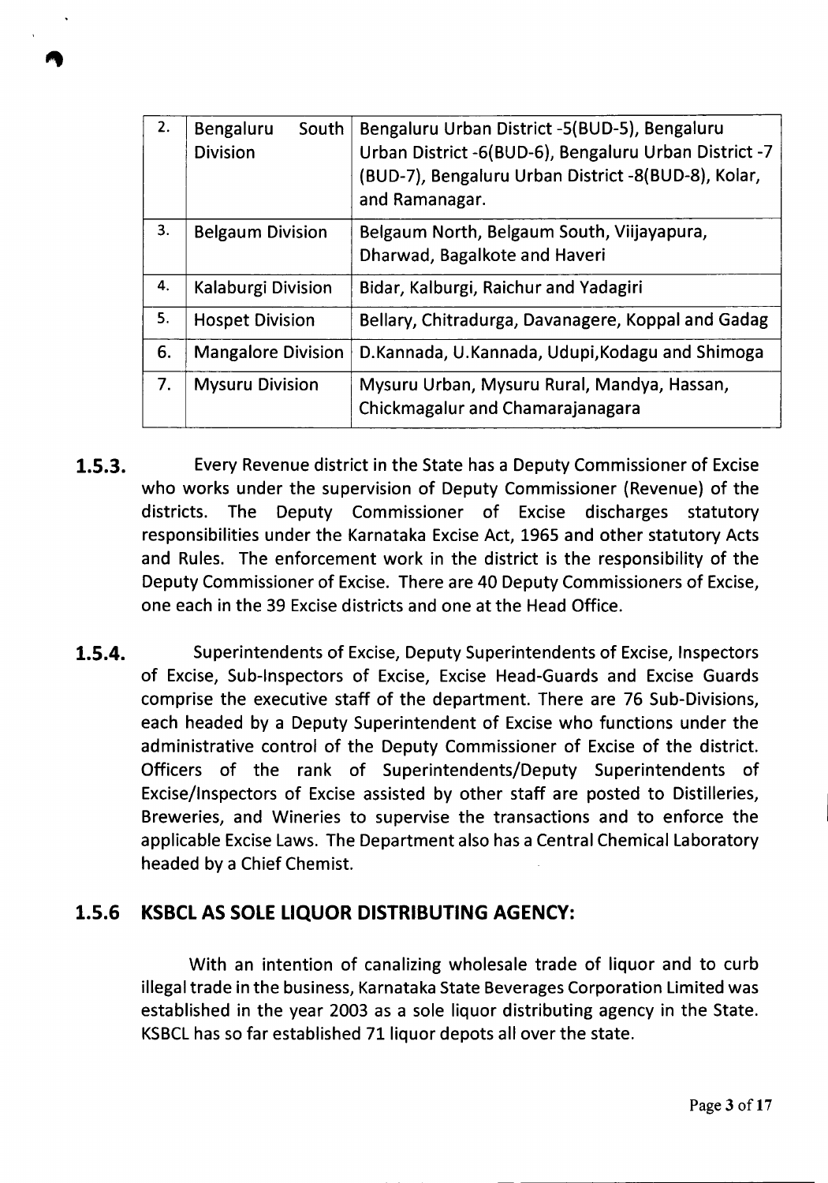| 2. | Bengaluru South Division | Bengaluru Urban District -5(BUD-5), Bengaluru Urban District -6(BUD-6), Bengaluru Urban District -7 (BUD-7), Bengaluru Urban District -8(BUD-8), Kolar, and Ramanagar. |
|---|---|---|
| 3. | Belgaum Division | Belgaum North, Belgaum South, Viijayapura, Dharwad, Bagalkote and Haveri |
| 4. | Kalaburgi Division | Bidar, Kalburgi, Raichur and Yadagiri |
| 5. | Hospet Division | Bellary, Chitradurga, Davanagere, Koppal and Gadag |
| 6. | Mangalore Division | D.Kannada, U.Kannada, Udupi,Kodagu and Shimoga |
| 7. | Mysuru Division | Mysuru Urban, Mysuru Rural, Mandya, Hassan, Chickmagalur and Chamarajanagara |

**1.5.3.** Every Revenue district in the State has a Deputy Commissioner of Excise who works under the supervision of Deputy Commissioner (Revenue) of the districts. The Deputy Commissioner of Excise discharges statutory responsibilities under the Karnataka Excise Act, 1965 and other statutory Acts and Rules. The enforcement work in the district is the responsibility of the Deputy Commissioner of Excise. There are 40 Deputy Commissioners of Excise, one each in the 39 Excise districts and one at the Head Office.

**1.5.4.** Superintendents of Excise, Deputy Superintendents of Excise, Inspectors of Excise, Sub-Inspectors of Excise, Excise Head-Guards and Excise Guards comprise the executive staff of the department. There are 76 Sub-Divisions, each headed by a Deputy Superintendent of Excise who functions under the administrative control of the Deputy Commissioner of Excise of the district. Officers of the rank of Superintendents/Deputy Superintendents of Excise/Inspectors of Excise assisted by other staff are posted to Distilleries, Breweries, and Wineries to supervise the transactions and to enforce the applicable Excise Laws. The Department also has a Central Chemical Laboratory headed by a Chief Chemist.

## 1.5.6 KSBCL AS SOLE LIQUOR DISTRIBUTING AGENCY:

With an intention of canalizing wholesale trade of liquor and to curb illegal trade in the business, Karnataka State Beverages Corporation Limited was established in the year 2003 as a sole liquor distributing agency in the State. KSBCL has so far established 71 liquor depots all over the state.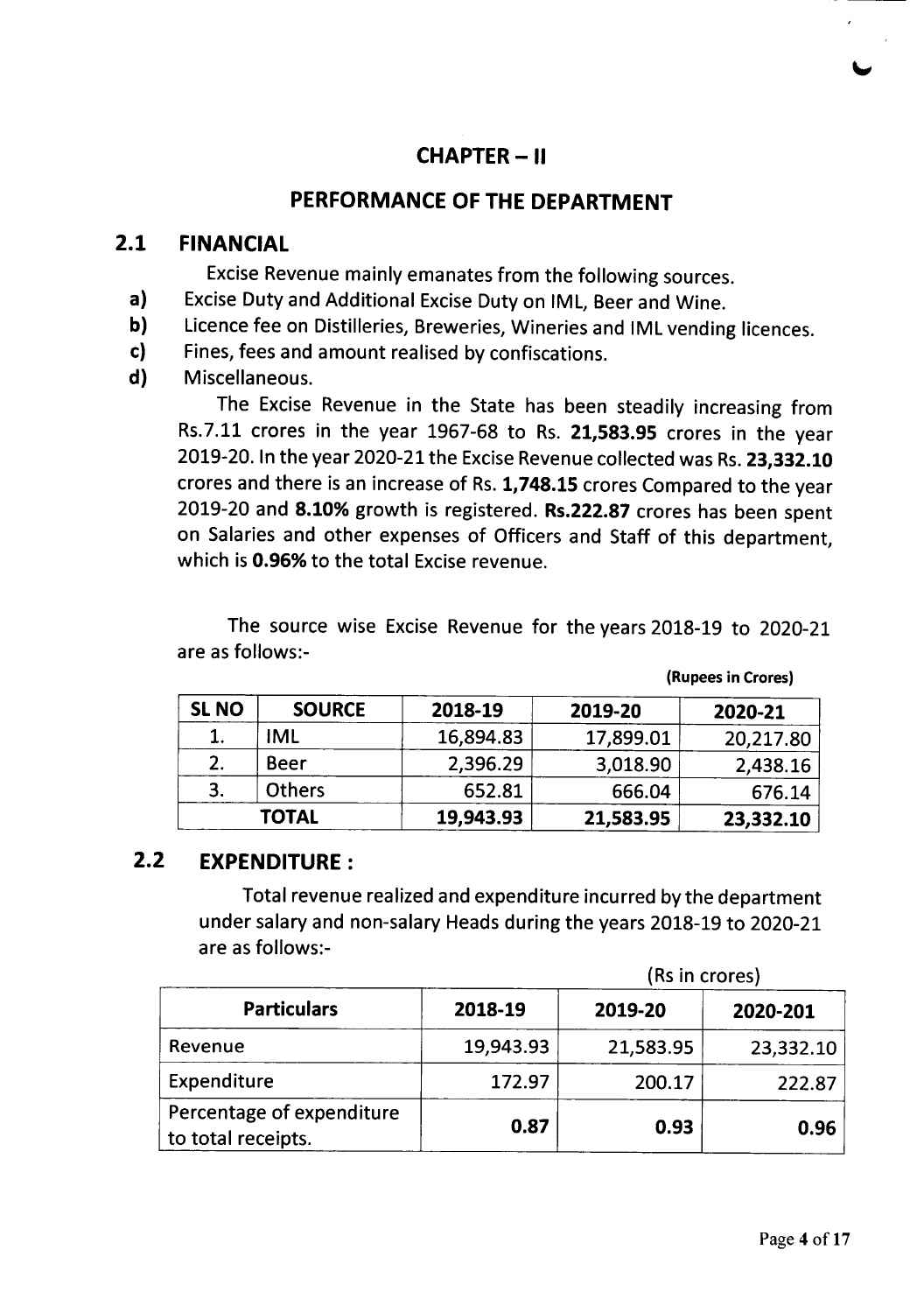# CHAPTER – II

## PERFORMANCE OF THE DEPARTMENT

### 2.1 FINANCIAL

Excise Revenue mainly emanates from the following sources.

a) Excise Duty and Additional Excise Duty on IML, Beer and Wine.

b) Licence fee on Distilleries, Breweries, Wineries and IML vending licences.

c) Fines, fees and amount realised by confiscations.

d) Miscellaneous.

The Excise Revenue in the State has been steadily increasing from Rs.7.11 crores in the year 1967-68 to Rs. **21,583.95** crores in the year 2019-20. In the year 2020-21 the Excise Revenue collected was Rs. **23,332.10** crores and there is an increase of Rs. **1,748.15** crores Compared to the year 2019-20 and **8.10%** growth is registered. **Rs.222.87** crores has been spent on Salaries and other expenses of Officers and Staff of this department, which is **0.96%** to the total Excise revenue.

The source wise Excise Revenue for the years 2018-19 to 2020-21 are as follows:-

**(Rupees in Crores)**

| SL NO | SOURCE | 2018-19 | 2019-20 | 2020-21 |
|---|---|---|---|---|
| 1. | IML | 16,894.83 | 17,899.01 | 20,217.80 |
| 2. | Beer | 2,396.29 | 3,018.90 | 2,438.16 |
| 3. | Others | 652.81 | 666.04 | 676.14 |
| | **TOTAL** | **19,943.93** | **21,583.95** | **23,332.10** |

### 2.2 EXPENDITURE :

Total revenue realized and expenditure incurred by the department under salary and non-salary Heads during the years 2018-19 to 2020-21 are as follows:-

(Rs in crores)

| Particulars | 2018-19 | 2019-20 | 2020-201 |
|---|---|---|---|
| Revenue | 19,943.93 | 21,583.95 | 23,332.10 |
| Expenditure | 172.97 | 200.17 | 222.87 |
| Percentage of expenditure to total receipts. | **0.87** | **0.93** | **0.96** |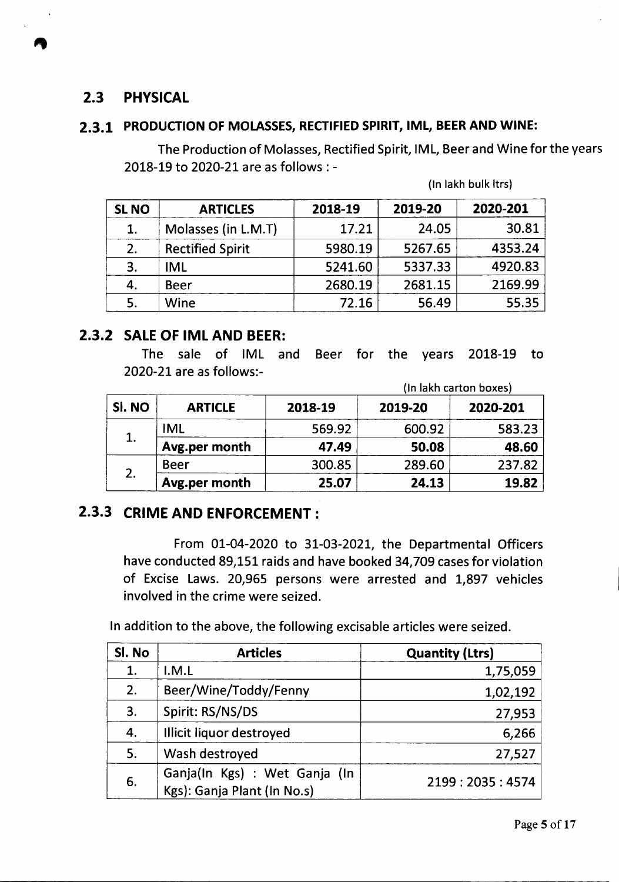## 2.3 PHYSICAL

### 2.3.1 PRODUCTION OF MOLASSES, RECTIFIED SPIRIT, IML, BEER AND WINE:

The Production of Molasses, Rectified Spirit, IML, Beer and Wine for the years 2018-19 to 2020-21 are as follows : -

(In lakh bulk ltrs)

| SL NO | ARTICLES | 2018-19 | 2019-20 | 2020-201 |
|---|---|---|---|---|
| 1. | Molasses (in L.M.T) | 17.21 | 24.05 | 30.81 |
| 2. | Rectified Spirit | 5980.19 | 5267.65 | 4353.24 |
| 3. | IML | 5241.60 | 5337.33 | 4920.83 |
| 4. | Beer | 2680.19 | 2681.15 | 2169.99 |
| 5. | Wine | 72.16 | 56.49 | 55.35 |

### 2.3.2 SALE OF IML AND BEER:

The sale of IML and Beer for the years 2018-19 to 2020-21 are as follows:-

(In lakh carton boxes)

| Sl. NO | ARTICLE | 2018-19 | 2019-20 | 2020-201 |
|---|---|---|---|---|
| 1. | IML | 569.92 | 600.92 | 583.23 |
| | **Avg.per month** | **47.49** | **50.08** | **48.60** |
| 2. | Beer | 300.85 | 289.60 | 237.82 |
| | **Avg.per month** | **25.07** | **24.13** | **19.82** |

### 2.3.3 CRIME AND ENFORCEMENT :

From 01-04-2020 to 31-03-2021, the Departmental Officers have conducted 89,151 raids and have booked 34,709 cases for violation of Excise Laws. 20,965 persons were arrested and 1,897 vehicles involved in the crime were seized.

In addition to the above, the following excisable articles were seized.

| Sl. No | Articles | Quantity (Ltrs) |
|---|---|---|
| 1. | I.M.L | 1,75,059 |
| 2. | Beer/Wine/Toddy/Fenny | 1,02,192 |
| 3. | Spirit: RS/NS/DS | 27,953 |
| 4. | Illicit liquor destroyed | 6,266 |
| 5. | Wash destroyed | 27,527 |
| 6. | Ganja(In Kgs) : Wet Ganja (In Kgs): Ganja Plant (In No.s) | 2199 : 2035 : 4574 |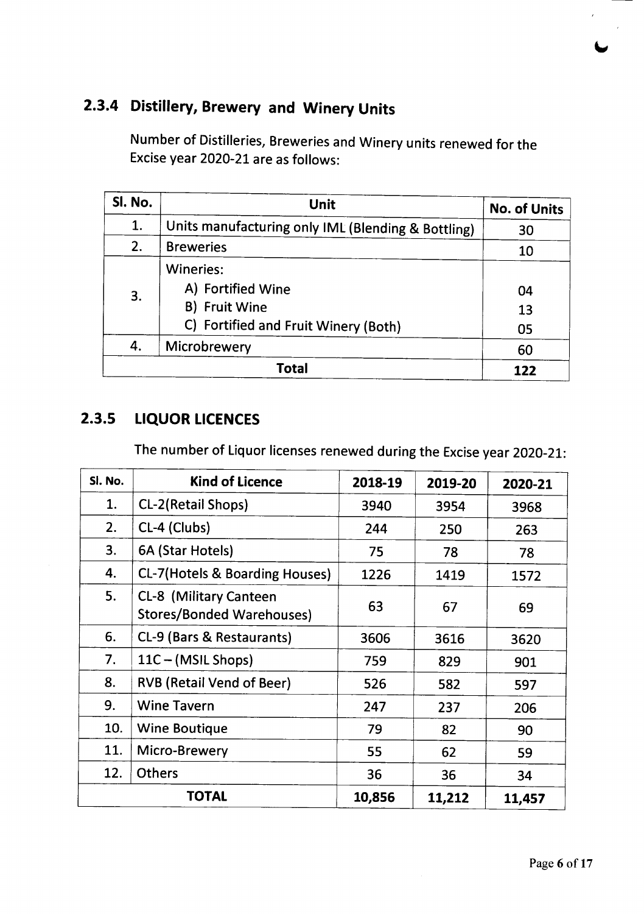## 2.3.4 Distillery, Brewery and Winery Units

Number of Distilleries, Breweries and Winery units renewed for the Excise year 2020-21 are as follows:

| Sl. No. | Unit | No. of Units |
|---|---|---|
| 1. | Units manufacturing only IML (Blending & Bottling) | 30 |
| 2. | Breweries | 10 |
| 3. | Wineries:<br>A) Fortified Wine<br>B) Fruit Wine<br>C) Fortified and Fruit Winery (Both) | <br>04<br>13<br>05 |
| 4. | Microbrewery | 60 |
| **Total** | | **122** |

## 2.3.5 LIQUOR LICENCES

The number of Liquor licenses renewed during the Excise year 2020-21:

| Sl. No. | Kind of Licence | 2018-19 | 2019-20 | 2020-21 |
|---|---|---|---|---|
| 1. | CL-2(Retail Shops) | 3940 | 3954 | 3968 |
| 2. | CL-4 (Clubs) | 244 | 250 | 263 |
| 3. | 6A (Star Hotels) | 75 | 78 | 78 |
| 4. | CL-7(Hotels & Boarding Houses) | 1226 | 1419 | 1572 |
| 5. | CL-8 (Military Canteen Stores/Bonded Warehouses) | 63 | 67 | 69 |
| 6. | CL-9 (Bars & Restaurants) | 3606 | 3616 | 3620 |
| 7. | 11C – (MSIL Shops) | 759 | 829 | 901 |
| 8. | RVB (Retail Vend of Beer) | 526 | 582 | 597 |
| 9. | Wine Tavern | 247 | 237 | 206 |
| 10. | Wine Boutique | 79 | 82 | 90 |
| 11. | Micro-Brewery | 55 | 62 | 59 |
| 12. | Others | 36 | 36 | 34 |
| **TOTAL** | | **10,856** | **11,212** | **11,457** |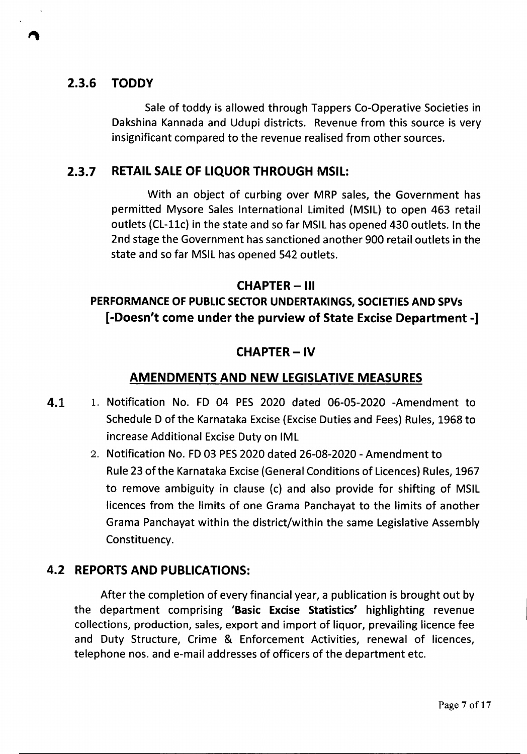### 2.3.6 TODDY

Sale of toddy is allowed through Tappers Co-Operative Societies in Dakshina Kannada and Udupi districts. Revenue from this source is very insignificant compared to the revenue realised from other sources.

### 2.3.7 RETAIL SALE OF LIQUOR THROUGH MSIL:

With an object of curbing over MRP sales, the Government has permitted Mysore Sales International Limited (MSIL) to open 463 retail outlets (CL-11c) in the state and so far MSIL has opened 430 outlets. In the 2nd stage the Government has sanctioned another 900 retail outlets in the state and so far MSIL has opened 542 outlets.

## CHAPTER – III

## PERFORMANCE OF PUBLIC SECTOR UNDERTAKINGS, SOCIETIES AND SPVs [-Doesn't come under the purview of State Excise Department -]

## CHAPTER – IV

## AMENDMENTS AND NEW LEGISLATIVE MEASURES

**4.1**

1. Notification No. FD 04 PES 2020 dated 06-05-2020 -Amendment to Schedule D of the Karnataka Excise (Excise Duties and Fees) Rules, 1968 to increase Additional Excise Duty on IML
2. Notification No. FD 03 PES 2020 dated 26-08-2020 - Amendment to Rule 23 of the Karnataka Excise (General Conditions of Licences) Rules, 1967 to remove ambiguity in clause (c) and also provide for shifting of MSIL licences from the limits of one Grama Panchayat to the limits of another Grama Panchayat within the district/within the same Legislative Assembly Constituency.

### 4.2 REPORTS AND PUBLICATIONS:

After the completion of every financial year, a publication is brought out by the department comprising **'Basic Excise Statistics'** highlighting revenue collections, production, sales, export and import of liquor, prevailing licence fee and Duty Structure, Crime & Enforcement Activities, renewal of licences, telephone nos. and e-mail addresses of officers of the department etc.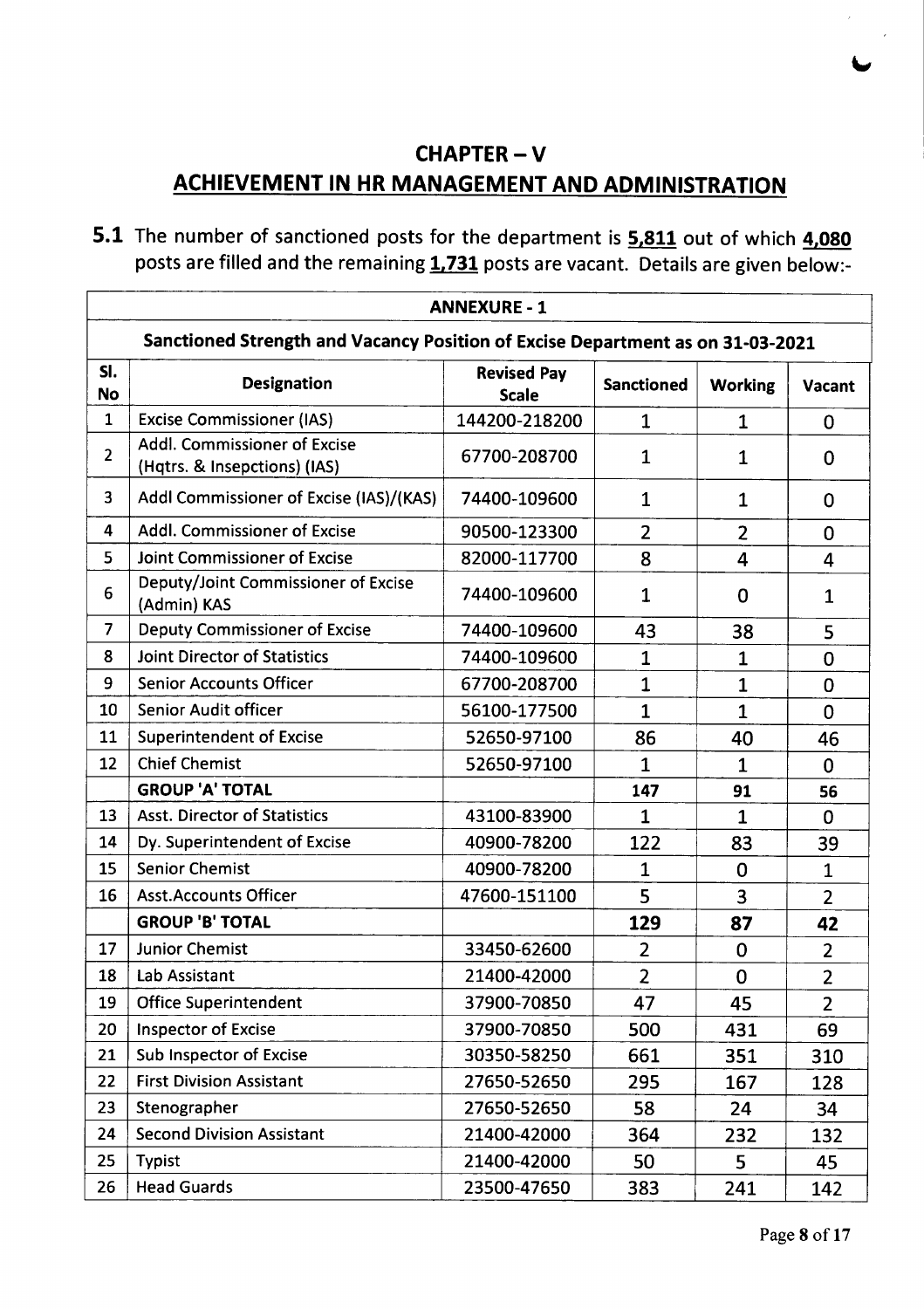## CHAPTER – V

## ACHIEVEMENT IN HR MANAGEMENT AND ADMINISTRATION

**5.1** The number of sanctioned posts for the department is **5,811** out of which **4,080** posts are filled and the remaining **1,731** posts are vacant. Details are given below:-

| ANNEXURE - 1 | | | | | |
|---|---|---|---|---|---|
| **Sanctioned Strength and Vacancy Position of Excise Department as on 31-03-2021** | | | | | |
| **Sl. No** | **Designation** | **Revised Pay Scale** | **Sanctioned** | **Working** | **Vacant** |
| 1 | Excise Commissioner (IAS) | 144200-218200 | 1 | 1 | 0 |
| 2 | Addl. Commissioner of Excise (Hqtrs. & Insepctions) (IAS) | 67700-208700 | 1 | 1 | 0 |
| 3 | Addl Commissioner of Excise (IAS)/(KAS) | 74400-109600 | 1 | 1 | 0 |
| 4 | Addl. Commissioner of Excise | 90500-123300 | 2 | 2 | 0 |
| 5 | Joint Commissioner of Excise | 82000-117700 | 8 | 4 | 4 |
| 6 | Deputy/Joint Commissioner of Excise (Admin) KAS | 74400-109600 | 1 | 0 | 1 |
| 7 | Deputy Commissioner of Excise | 74400-109600 | 43 | 38 | 5 |
| 8 | Joint Director of Statistics | 74400-109600 | 1 | 1 | 0 |
| 9 | Senior Accounts Officer | 67700-208700 | 1 | 1 | 0 |
| 10 | Senior Audit officer | 56100-177500 | 1 | 1 | 0 |
| 11 | Superintendent of Excise | 52650-97100 | 86 | 40 | 46 |
| 12 | Chief Chemist | 52650-97100 | 1 | 1 | 0 |
| | **GROUP 'A' TOTAL** | | **147** | **91** | **56** |
| 13 | Asst. Director of Statistics | 43100-83900 | 1 | 1 | 0 |
| 14 | Dy. Superintendent of Excise | 40900-78200 | 122 | 83 | 39 |
| 15 | Senior Chemist | 40900-78200 | 1 | 0 | 1 |
| 16 | Asst.Accounts Officer | 47600-151100 | 5 | 3 | 2 |
| | **GROUP 'B' TOTAL** | | **129** | **87** | **42** |
| 17 | Junior Chemist | 33450-62600 | 2 | 0 | 2 |
| 18 | Lab Assistant | 21400-42000 | 2 | 0 | 2 |
| 19 | Office Superintendent | 37900-70850 | 47 | 45 | 2 |
| 20 | Inspector of Excise | 37900-70850 | 500 | 431 | 69 |
| 21 | Sub Inspector of Excise | 30350-58250 | 661 | 351 | 310 |
| 22 | First Division Assistant | 27650-52650 | 295 | 167 | 128 |
| 23 | Stenographer | 27650-52650 | 58 | 24 | 34 |
| 24 | Second Division Assistant | 21400-42000 | 364 | 232 | 132 |
| 25 | Typist | 21400-42000 | 50 | 5 | 45 |
| 26 | Head Guards | 23500-47650 | 383 | 241 | 142 |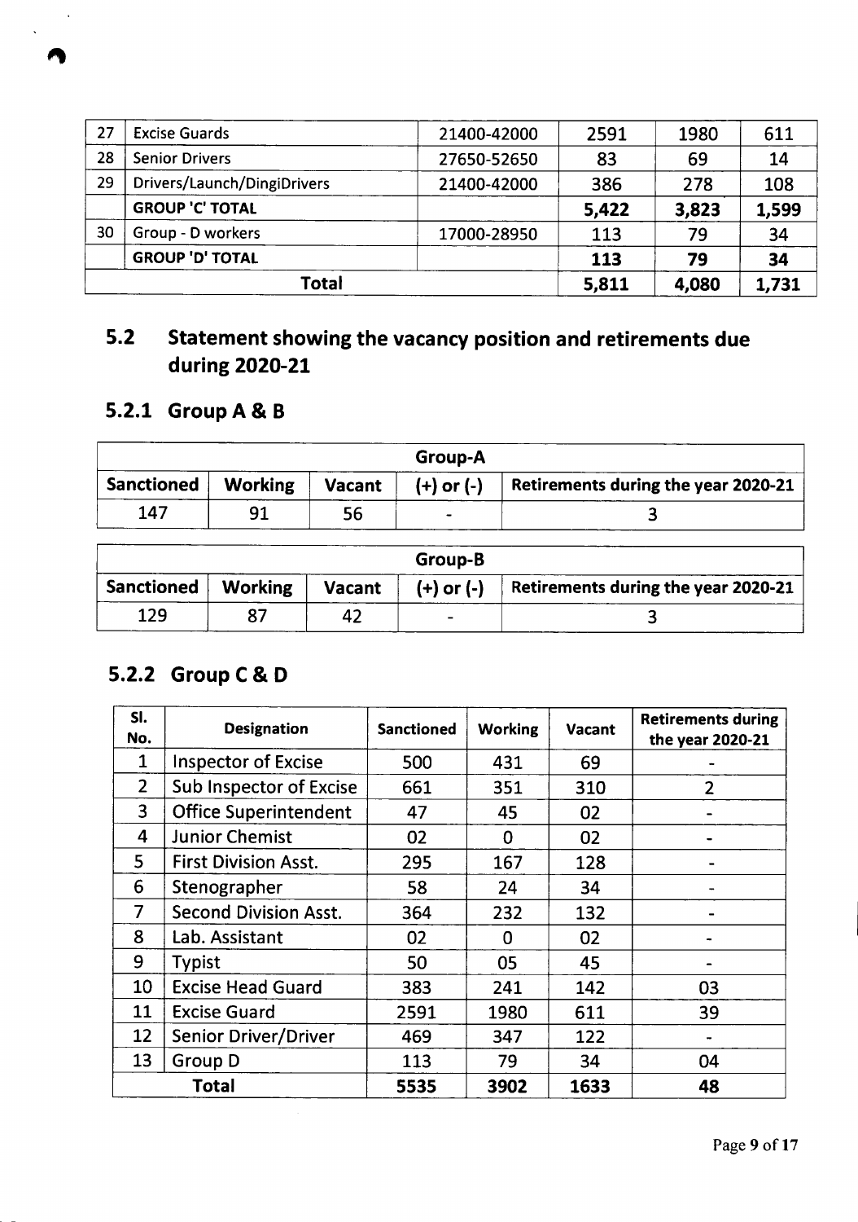| 27 | Excise Guards | 21400-42000 | 2591 | 1980 | 611 |
|---|---|---|---|---|---|
| 28 | Senior Drivers | 27650-52650 | 83 | 69 | 14 |
| 29 | Drivers/Launch/DingiDrivers | 21400-42000 | 386 | 278 | 108 |
| | **GROUP 'C' TOTAL** | | **5,422** | **3,823** | **1,599** |
| 30 | Group - D workers | 17000-28950 | 113 | 79 | 34 |
| | **GROUP 'D' TOTAL** | | **113** | **79** | **34** |
| | **Total** | | **5,811** | **4,080** | **1,731** |

## 5.2 Statement showing the vacancy position and retirements due during 2020-21

### 5.2.1 Group A & B

| Group-A | | | | |
|---|---|---|---|---|
| **Sanctioned** | **Working** | **Vacant** | **(+) or (-)** | **Retirements during the year 2020-21** |
| 147 | 91 | 56 | - | 3 |

| Group-B | | | | |
|---|---|---|---|---|
| **Sanctioned** | **Working** | **Vacant** | **(+) or (-)** | **Retirements during the year 2020-21** |
| 129 | 87 | 42 | - | 3 |

### 5.2.2 Group C & D

| Sl. No. | Designation | Sanctioned | Working | Vacant | Retirements during the year 2020-21 |
|---|---|---|---|---|---|
| 1 | Inspector of Excise | 500 | 431 | 69 | - |
| 2 | Sub Inspector of Excise | 661 | 351 | 310 | 2 |
| 3 | Office Superintendent | 47 | 45 | 02 | - |
| 4 | Junior Chemist | 02 | 0 | 02 | - |
| 5 | First Division Asst. | 295 | 167 | 128 | - |
| 6 | Stenographer | 58 | 24 | 34 | - |
| 7 | Second Division Asst. | 364 | 232 | 132 | - |
| 8 | Lab. Assistant | 02 | 0 | 02 | - |
| 9 | Typist | 50 | 05 | 45 | - |
| 10 | Excise Head Guard | 383 | 241 | 142 | 03 |
| 11 | Excise Guard | 2591 | 1980 | 611 | 39 |
| 12 | Senior Driver/Driver | 469 | 347 | 122 | - |
| 13 | Group D | 113 | 79 | 34 | 04 |
| | **Total** | **5535** | **3902** | **1633** | **48** |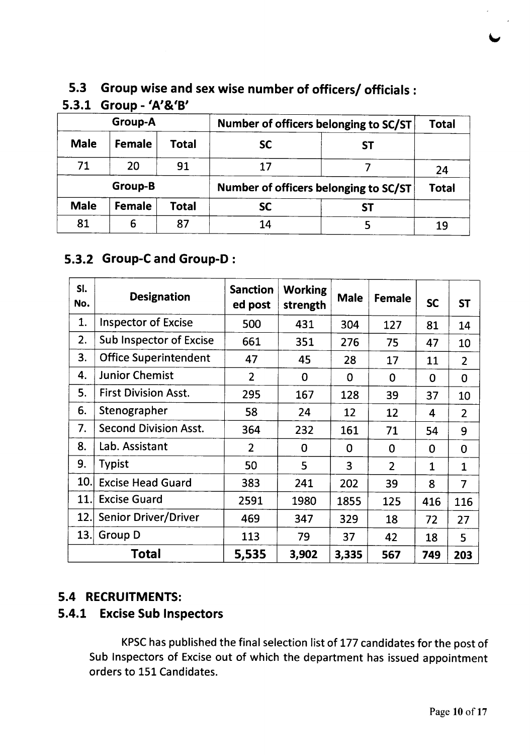## 5.3 Group wise and sex wise number of officers/ officials :

### 5.3.1 Group - 'A'&'B'

| Group-A | | | Number of officers belonging to SC/ST | | Total |
|---|---|---|---|---|---|
| Male | Female | Total | SC | ST | |
| 71 | 20 | 91 | 17 | 7 | 24 |
| **Group-B** | | | **Number of officers belonging to SC/ST** | | **Total** |
| Male | Female | Total | SC | ST | |
| 81 | 6 | 87 | 14 | 5 | 19 |

### 5.3.2 Group-C and Group-D :

| Sl. No. | Designation | Sanctioned post | Working strength | Male | Female | SC | ST |
|---|---|---|---|---|---|---|---|
| 1. | Inspector of Excise | 500 | 431 | 304 | 127 | 81 | 14 |
| 2. | Sub Inspector of Excise | 661 | 351 | 276 | 75 | 47 | 10 |
| 3. | Office Superintendent | 47 | 45 | 28 | 17 | 11 | 2 |
| 4. | Junior Chemist | 2 | 0 | 0 | 0 | 0 | 0 |
| 5. | First Division Asst. | 295 | 167 | 128 | 39 | 37 | 10 |
| 6. | Stenographer | 58 | 24 | 12 | 12 | 4 | 2 |
| 7. | Second Division Asst. | 364 | 232 | 161 | 71 | 54 | 9 |
| 8. | Lab. Assistant | 2 | 0 | 0 | 0 | 0 | 0 |
| 9. | Typist | 50 | 5 | 3 | 2 | 1 | 1 |
| 10. | Excise Head Guard | 383 | 241 | 202 | 39 | 8 | 7 |
| 11. | Excise Guard | 2591 | 1980 | 1855 | 125 | 416 | 116 |
| 12. | Senior Driver/Driver | 469 | 347 | 329 | 18 | 72 | 27 |
| 13. | Group D | 113 | 79 | 37 | 42 | 18 | 5 |
| **Total** | | **5,535** | **3,902** | **3,335** | **567** | **749** | **203** |

## 5.4 RECRUITMENTS:

### 5.4.1 Excise Sub Inspectors

KPSC has published the final selection list of 177 candidates for the post of Sub Inspectors of Excise out of which the department has issued appointment orders to 151 Candidates.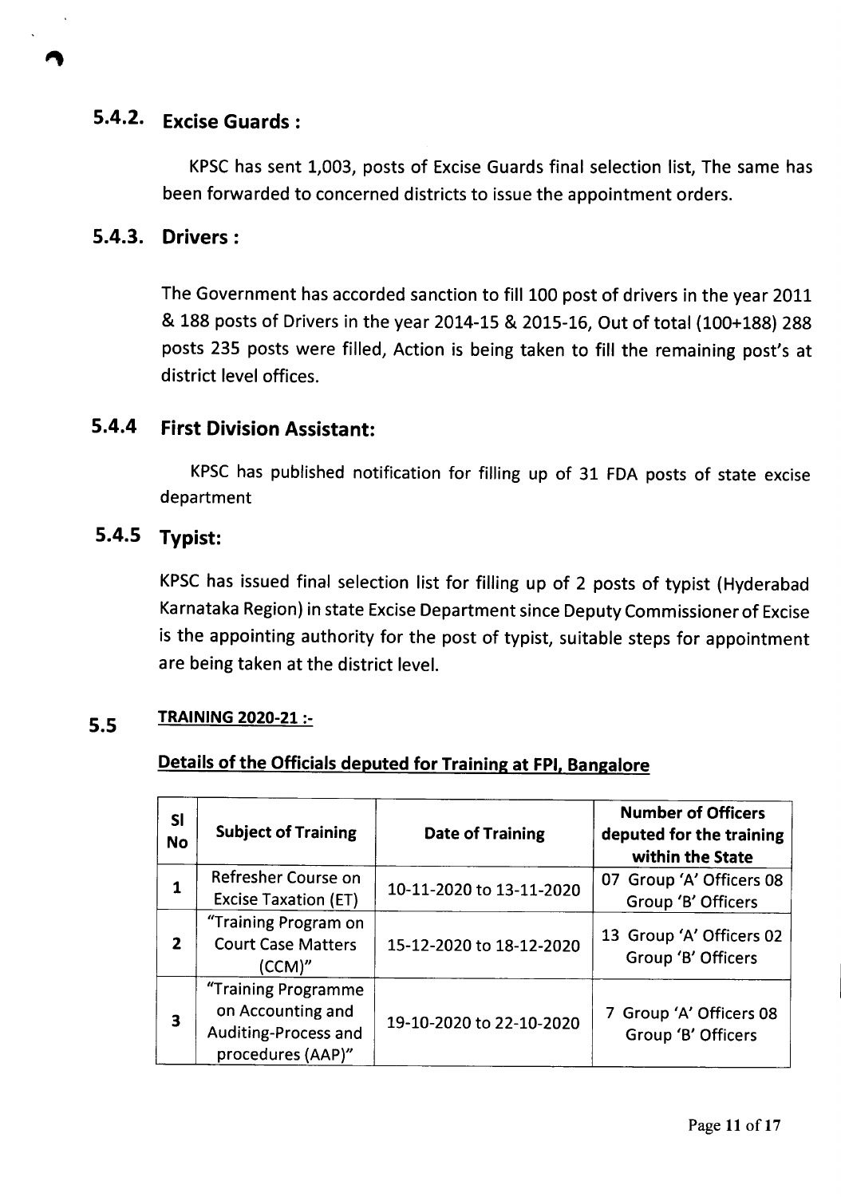### 5.4.2. Excise Guards :

KPSC has sent 1,003, posts of Excise Guards final selection list, The same has been forwarded to concerned districts to issue the appointment orders.

### 5.4.3. Drivers :

The Government has accorded sanction to fill 100 post of drivers in the year 2011 & 188 posts of Drivers in the year 2014-15 & 2015-16, Out of total (100+188) 288 posts 235 posts were filled, Action is being taken to fill the remaining post's at district level offices.

### 5.4.4 First Division Assistant:

KPSC has published notification for filling up of 31 FDA posts of state excise department

### 5.4.5 Typist:

KPSC has issued final selection list for filling up of 2 posts of typist (Hyderabad Karnataka Region) in state Excise Department since Deputy Commissioner of Excise is the appointing authority for the post of typist, suitable steps for appointment are being taken at the district level.

## 5.5 TRAINING 2020-21 :-

**Details of the Officials deputed for Training at FPI, Bangalore**

| Sl No | Subject of Training | Date of Training | Number of Officers deputed for the training within the State |
|---|---|---|---|
| 1 | Refresher Course on Excise Taxation (ET) | 10-11-2020 to 13-11-2020 | 07 Group 'A' Officers 08 Group 'B' Officers |
| 2 | "Training Program on Court Case Matters (CCM)" | 15-12-2020 to 18-12-2020 | 13 Group 'A' Officers 02 Group 'B' Officers |
| 3 | "Training Programme on Accounting and Auditing-Process and procedures (AAP)" | 19-10-2020 to 22-10-2020 | 7 Group 'A' Officers 08 Group 'B' Officers |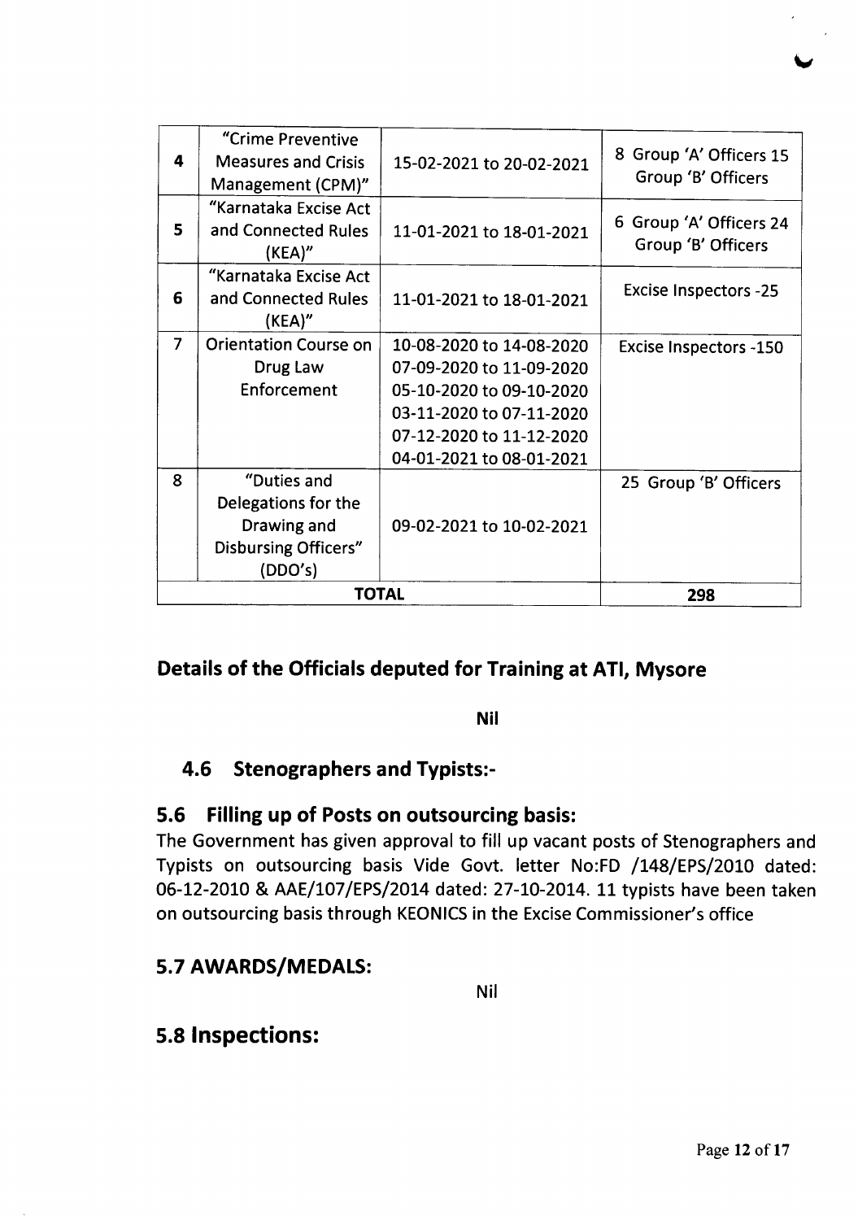| 4 | "Crime Preventive Measures and Crisis Management (CPM)" | 15-02-2021 to 20-02-2021 | 8 Group 'A' Officers 15 Group 'B' Officers |
|---|---|---|---|
| 5 | "Karnataka Excise Act and Connected Rules (KEA)" | 11-01-2021 to 18-01-2021 | 6 Group 'A' Officers 24 Group 'B' Officers |
| 6 | "Karnataka Excise Act and Connected Rules (KEA)" | 11-01-2021 to 18-01-2021 | Excise Inspectors -25 |
| 7 | Orientation Course on Drug Law Enforcement | 10-08-2020 to 14-08-2020<br>07-09-2020 to 11-09-2020<br>05-10-2020 to 09-10-2020<br>03-11-2020 to 07-11-2020<br>07-12-2020 to 11-12-2020<br>04-01-2021 to 08-01-2021 | Excise Inspectors -150 |
| 8 | "Duties and Delegations for the Drawing and Disbursing Officers" (DDO's) | 09-02-2021 to 10-02-2021 | 25 Group 'B' Officers |
| | **TOTAL** | | **298** |

## Details of the Officials deputed for Training at ATI, Mysore

**Nil**

### 4.6 Stenographers and Typists:-

### 5.6 Filling up of Posts on outsourcing basis:

The Government has given approval to fill up vacant posts of Stenographers and Typists on outsourcing basis Vide Govt. letter No:FD /148/EPS/2010 dated: 06-12-2010 & AAE/107/EPS/2014 dated: 27-10-2014. 11 typists have been taken on outsourcing basis through KEONICS in the Excise Commissioner's office

### 5.7 AWARDS/MEDALS:

Nil

## 5.8 Inspections: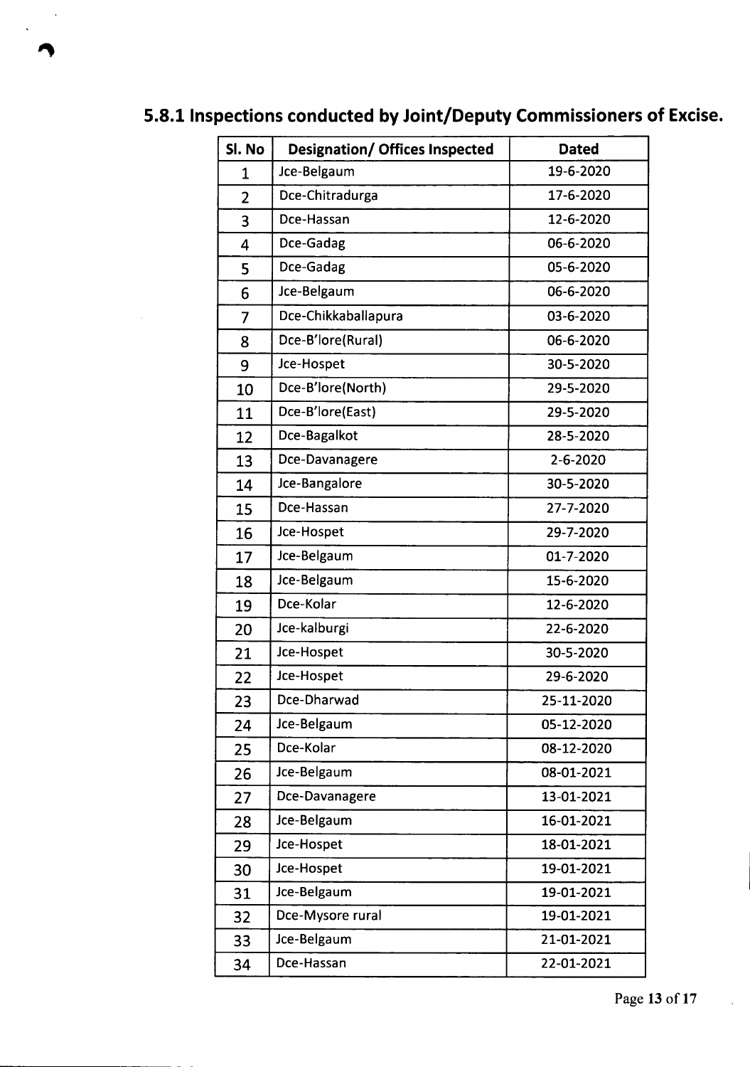## 5.8.1 Inspections conducted by Joint/Deputy Commissioners of Excise.

| Sl. No | Designation/ Offices Inspected | Dated |
|---|---|---|
| 1 | Jce-Belgaum | 19-6-2020 |
| 2 | Dce-Chitradurga | 17-6-2020 |
| 3 | Dce-Hassan | 12-6-2020 |
| 4 | Dce-Gadag | 06-6-2020 |
| 5 | Dce-Gadag | 05-6-2020 |
| 6 | Jce-Belgaum | 06-6-2020 |
| 7 | Dce-Chikkaballapura | 03-6-2020 |
| 8 | Dce-B'lore(Rural) | 06-6-2020 |
| 9 | Jce-Hospet | 30-5-2020 |
| 10 | Dce-B'lore(North) | 29-5-2020 |
| 11 | Dce-B'lore(East) | 29-5-2020 |
| 12 | Dce-Bagalkot | 28-5-2020 |
| 13 | Dce-Davanagere | 2-6-2020 |
| 14 | Jce-Bangalore | 30-5-2020 |
| 15 | Dce-Hassan | 27-7-2020 |
| 16 | Jce-Hospet | 29-7-2020 |
| 17 | Jce-Belgaum | 01-7-2020 |
| 18 | Jce-Belgaum | 15-6-2020 |
| 19 | Dce-Kolar | 12-6-2020 |
| 20 | Jce-kalburgi | 22-6-2020 |
| 21 | Jce-Hospet | 30-5-2020 |
| 22 | Jce-Hospet | 29-6-2020 |
| 23 | Dce-Dharwad | 25-11-2020 |
| 24 | Jce-Belgaum | 05-12-2020 |
| 25 | Dce-Kolar | 08-12-2020 |
| 26 | Jce-Belgaum | 08-01-2021 |
| 27 | Dce-Davanagere | 13-01-2021 |
| 28 | Jce-Belgaum | 16-01-2021 |
| 29 | Jce-Hospet | 18-01-2021 |
| 30 | Jce-Hospet | 19-01-2021 |
| 31 | Jce-Belgaum | 19-01-2021 |
| 32 | Dce-Mysore rural | 19-01-2021 |
| 33 | Jce-Belgaum | 21-01-2021 |
| 34 | Dce-Hassan | 22-01-2021 |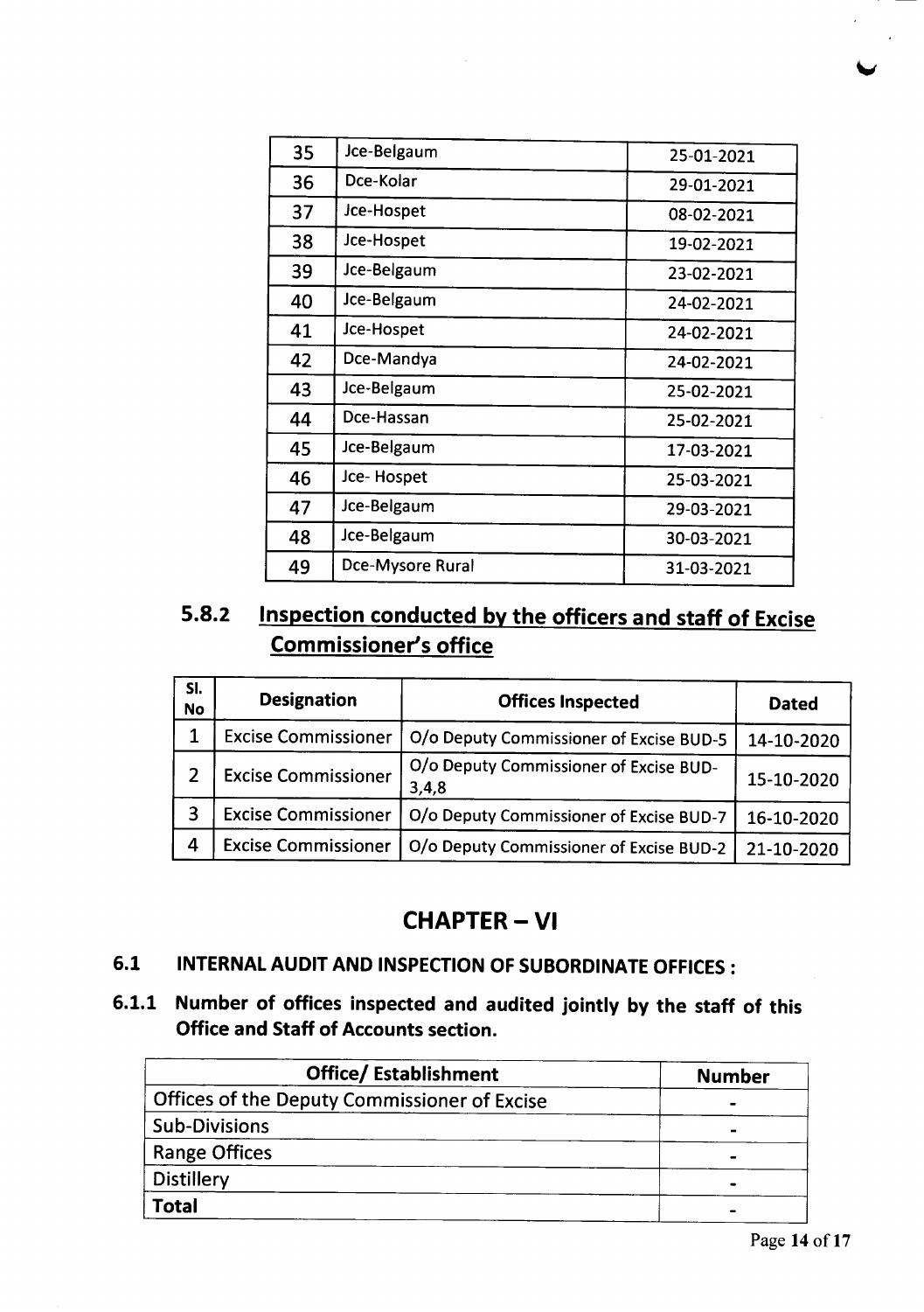| 35 | Jce-Belgaum | 25-01-2021 |
|---|---|---|
| 36 | Dce-Kolar | 29-01-2021 |
| 37 | Jce-Hospet | 08-02-2021 |
| 38 | Jce-Hospet | 19-02-2021 |
| 39 | Jce-Belgaum | 23-02-2021 |
| 40 | Jce-Belgaum | 24-02-2021 |
| 41 | Jce-Hospet | 24-02-2021 |
| 42 | Dce-Mandya | 24-02-2021 |
| 43 | Jce-Belgaum | 25-02-2021 |
| 44 | Dce-Hassan | 25-02-2021 |
| 45 | Jce-Belgaum | 17-03-2021 |
| 46 | Jce- Hospet | 25-03-2021 |
| 47 | Jce-Belgaum | 29-03-2021 |
| 48 | Jce-Belgaum | 30-03-2021 |
| 49 | Dce-Mysore Rural | 31-03-2021 |

### 5.8.2 Inspection conducted by the officers and staff of Excise Commissioner's office

| Sl. No | Designation | Offices Inspected | Dated |
|---|---|---|---|
| 1 | Excise Commissioner | O/o Deputy Commissioner of Excise BUD-5 | 14-10-2020 |
| 2 | Excise Commissioner | O/o Deputy Commissioner of Excise BUD-3,4,8 | 15-10-2020 |
| 3 | Excise Commissioner | O/o Deputy Commissioner of Excise BUD-7 | 16-10-2020 |
| 4 | Excise Commissioner | O/o Deputy Commissioner of Excise BUD-2 | 21-10-2020 |

## CHAPTER – VI

### 6.1 INTERNAL AUDIT AND INSPECTION OF SUBORDINATE OFFICES :

### 6.1.1 Number of offices inspected and audited jointly by the staff of this Office and Staff of Accounts section.

| Office/ Establishment | Number |
|---|---|
| Offices of the Deputy Commissioner of Excise | - |
| Sub-Divisions | - |
| Range Offices | - |
| Distillery | - |
| **Total** | - |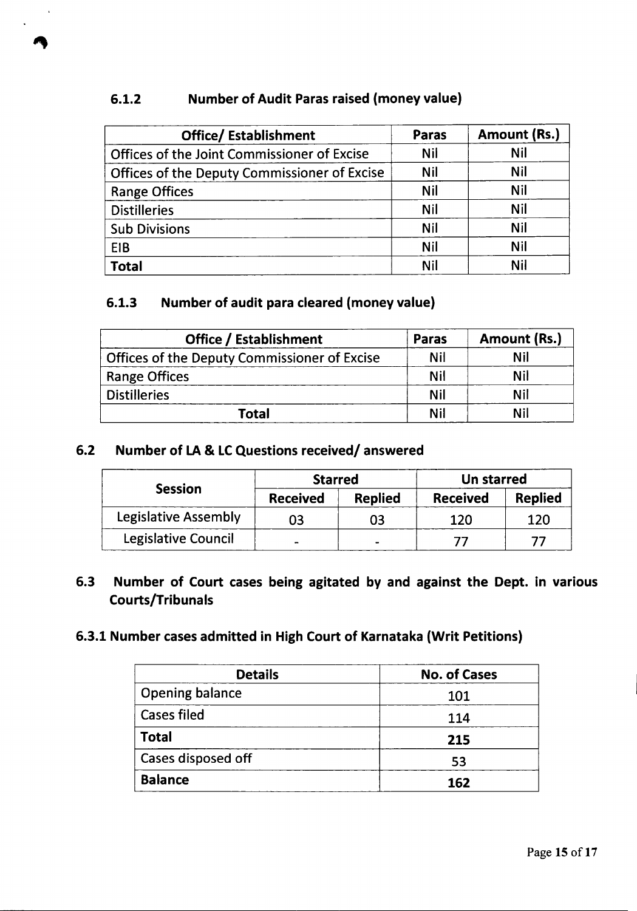### 6.1.2 Number of Audit Paras raised (money value)

| Office/ Establishment | Paras | Amount (Rs.) |
|---|---|---|
| Offices of the Joint Commissioner of Excise | Nil | Nil |
| Offices of the Deputy Commissioner of Excise | Nil | Nil |
| Range Offices | Nil | Nil |
| Distilleries | Nil | Nil |
| Sub Divisions | Nil | Nil |
| EIB | Nil | Nil |
| **Total** | Nil | Nil |

### 6.1.3 Number of audit para cleared (money value)

| Office / Establishment | Paras | Amount (Rs.) |
|---|---|---|
| Offices of the Deputy Commissioner of Excise | Nil | Nil |
| Range Offices | Nil | Nil |
| Distilleries | Nil | Nil |
| **Total** | Nil | Nil |

## 6.2 Number of LA & LC Questions received/ answered

| Session | Starred | | Un starred | |
|---|---|---|---|---|
| | Received | Replied | Received | Replied |
| Legislative Assembly | 03 | 03 | 120 | 120 |
| Legislative Council | - | - | 77 | 77 |

## 6.3 Number of Court cases being agitated by and against the Dept. in various Courts/Tribunals

### 6.3.1 Number cases admitted in High Court of Karnataka (Writ Petitions)

| Details | No. of Cases |
|---|---|
| Opening balance | 101 |
| Cases filed | 114 |
| **Total** | **215** |
| Cases disposed off | 53 |
| **Balance** | **162** |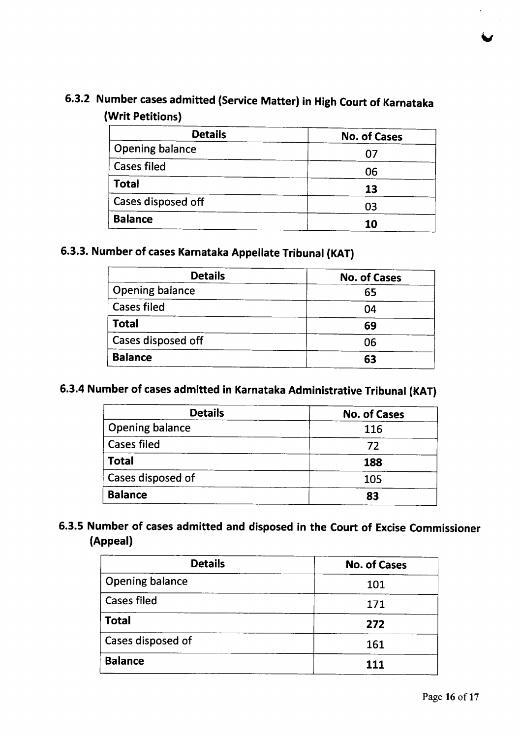### 6.3.2 Number cases admitted (Service Matter) in High Court of Karnataka (Writ Petitions)

| Details | No. of Cases |
|---|---|
| Opening balance | 07 |
| Cases filed | 06 |
| **Total** | **13** |
| Cases disposed off | 03 |
| **Balance** | **10** |

### 6.3.3. Number of cases Karnataka Appellate Tribunal (KAT)

| Details | No. of Cases |
|---|---|
| Opening balance | 65 |
| Cases filed | 04 |
| **Total** | **69** |
| Cases disposed off | 06 |
| **Balance** | **63** |

### 6.3.4 Number of cases admitted in Karnataka Administrative Tribunal (KAT)

| Details | No. of Cases |
|---|---|
| Opening balance | 116 |
| Cases filed | 72 |
| **Total** | **188** |
| Cases disposed of | 105 |
| **Balance** | **83** |

### 6.3.5 Number of cases admitted and disposed in the Court of Excise Commissioner (Appeal)

| Details | No. of Cases |
|---|---|
| Opening balance | 101 |
| Cases filed | 171 |
| **Total** | **272** |
| Cases disposed of | 161 |
| **Balance** | **111** |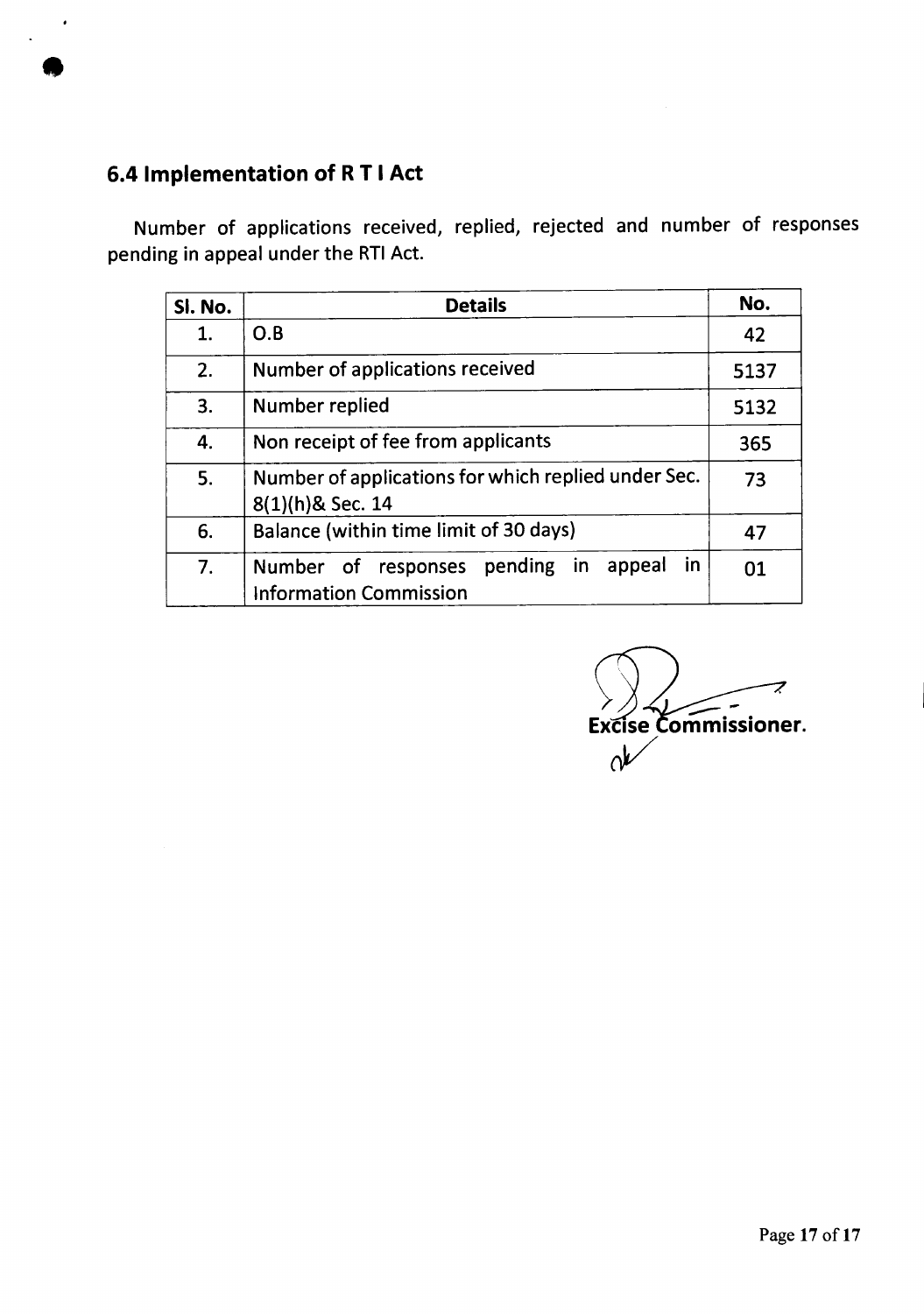## 6.4 Implementation of R T I Act

Number of applications received, replied, rejected and number of responses pending in appeal under the RTI Act.

| Sl. No. | Details | No. |
|---|---|---|
| 1. | O.B | 42 |
| 2. | Number of applications received | 5137 |
| 3. | Number replied | 5132 |
| 4. | Non receipt of fee from applicants | 365 |
| 5. | Number of applications for which replied under Sec. 8(1)(h)& Sec. 14 | 73 |
| 6. | Balance (within time limit of 30 days) | 47 |
| 7. | Number of responses pending in appeal in Information Commission | 01 |

**Excise Commissioner.**